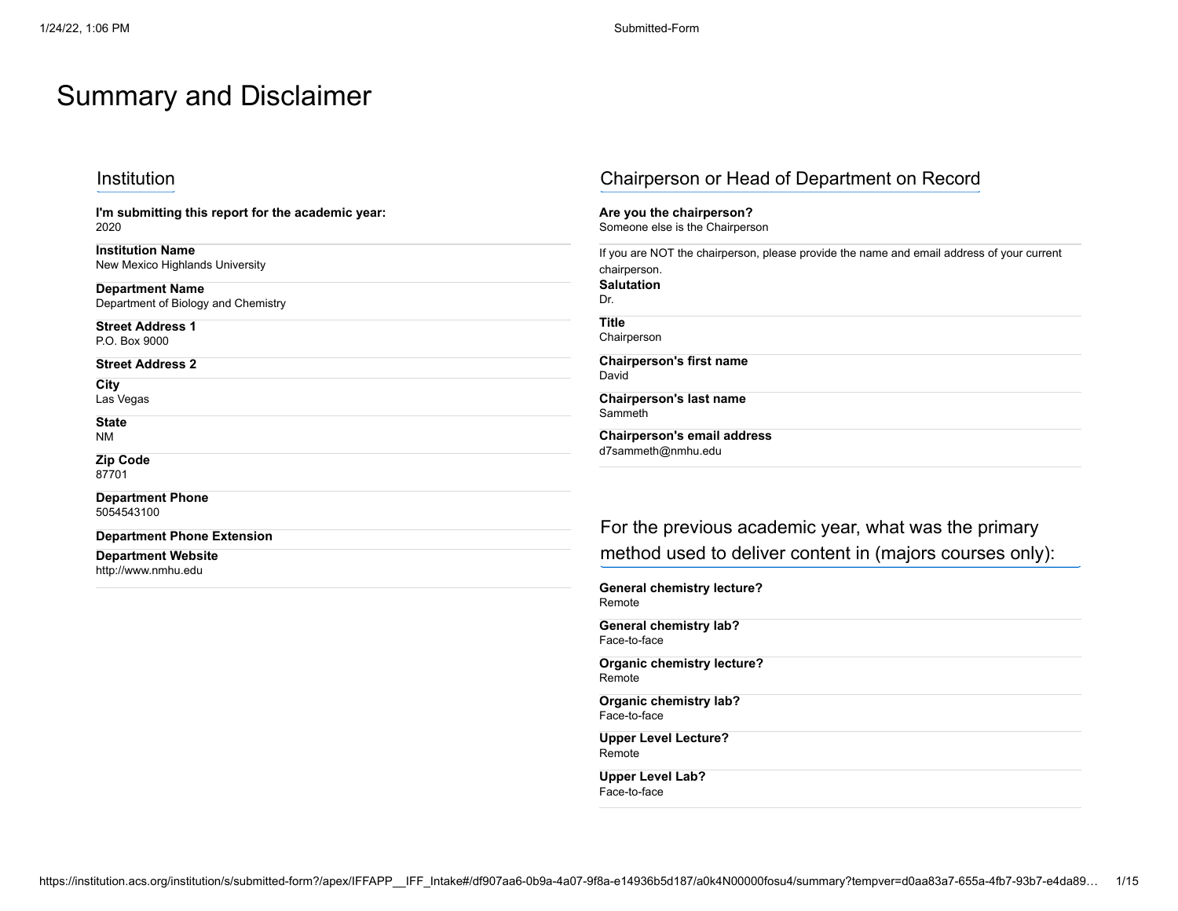# Summary and Disclaimer

## Institution

**I'm submitting this report for the academic year:**
2020

**Institution Name**
New Mexico Highlands University

**Department Name**
Department of Biology and Chemistry

**Street Address 1**
P.O. Box 9000

**Street Address 2**

**City**
Las Vegas

**State**
NM

**Zip Code**
87701

**Department Phone**
5054543100

**Department Phone Extension**

**Department Website**
http://www.nmhu.edu

## Chairperson or Head of Department on Record

**Are you the chairperson?**
Someone else is the Chairperson

If you are NOT the chairperson, please provide the name and email address of your current chairperson.

**Salutation**
Dr.

**Title**
Chairperson

**Chairperson's first name**
David

**Chairperson's last name**
Sammeth

**Chairperson's email address**
d7sammeth@nmhu.edu

## For the previous academic year, what was the primary method used to deliver content in (majors courses only):

**General chemistry lecture?**
Remote

**General chemistry lab?**
Face-to-face

**Organic chemistry lecture?**
Remote

**Organic chemistry lab?**
Face-to-face

**Upper Level Lecture?**
Remote

**Upper Level Lab?**
Face-to-face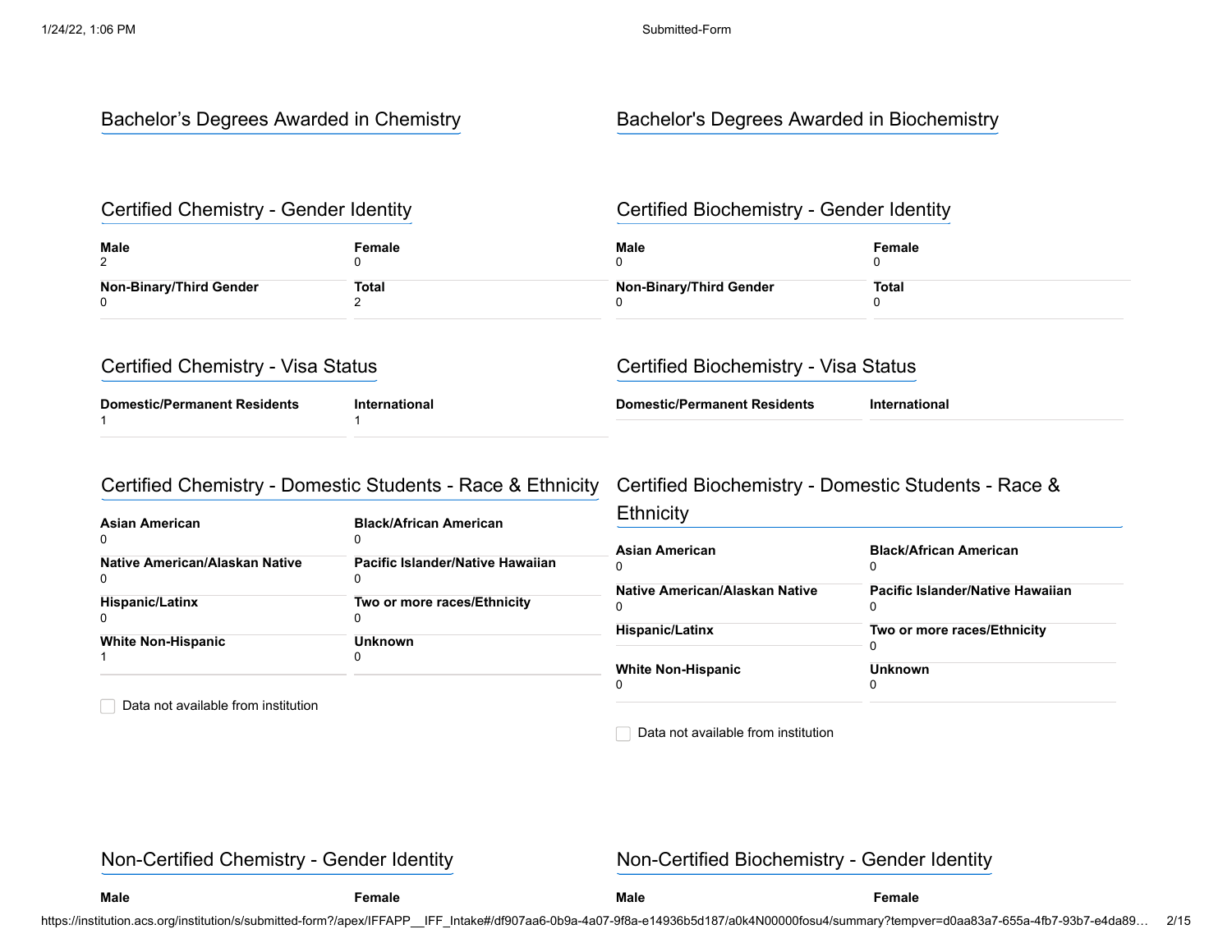## Bachelor's Degrees Awarded in Chemistry

### Certified Chemistry - Gender Identity

| Male | Female |
|---|---|
| 2 | 0 |
| **Non-Binary/Third Gender** | **Total** |
| 0 | 2 |

### Certified Chemistry - Visa Status

| Domestic/Permanent Residents | International |
|---|---|
| 1 | 1 |

### Certified Chemistry - Domestic Students - Race & Ethnicity

| Asian American | Black/African American |
|---|---|
| 0 | 0 |
| **Native American/Alaskan Native** | **Pacific Islander/Native Hawaiian** |
| 0 | 0 |
| **Hispanic/Latinx** | **Two or more races/Ethnicity** |
| 0 | 0 |
| **White Non-Hispanic** | **Unknown** |
| 1 | 0 |

☐ Data not available from institution

### Non-Certified Chemistry - Gender Identity

| Male | Female |
|---|---|

## Bachelor's Degrees Awarded in Biochemistry

### Certified Biochemistry - Gender Identity

| Male | Female |
|---|---|
| 0 | 0 |
| **Non-Binary/Third Gender** | **Total** |
| 0 | 0 |

### Certified Biochemistry - Visa Status

| Domestic/Permanent Residents | International |
|---|---|
| | |

### Certified Biochemistry - Domestic Students - Race & Ethnicity

| Asian American | Black/African American |
|---|---|
| 0 | 0 |
| **Native American/Alaskan Native** | **Pacific Islander/Native Hawaiian** |
| 0 | 0 |
| **Hispanic/Latinx** | **Two or more races/Ethnicity** |
| | 0 |
| **White Non-Hispanic** | **Unknown** |
| 0 | 0 |

☐ Data not available from institution

### Non-Certified Biochemistry - Gender Identity

| Male | Female |
|---|---|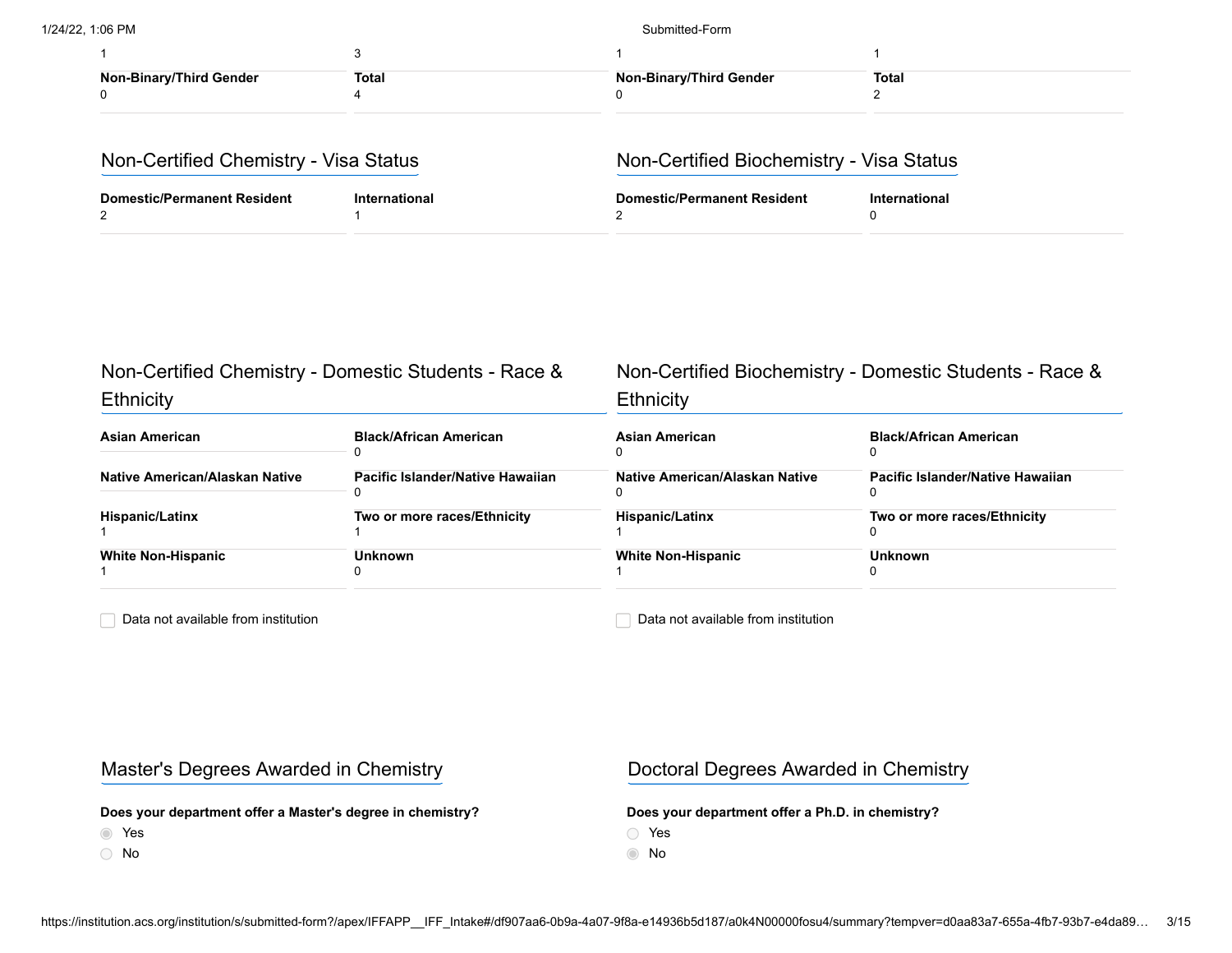| | |
|---|---|
| 1 | 3 |
| **Non-Binary/Third Gender** | **Total** |
| 0 | 4 |

| | |
|---|---|
| 1 | 1 |
| **Non-Binary/Third Gender** | **Total** |
| 0 | 2 |

## Non-Certified Chemistry - Visa Status

| Domestic/Permanent Resident | International |
|---|---|
| 2 | 1 |

## Non-Certified Biochemistry - Visa Status

| Domestic/Permanent Resident | International |
|---|---|
| 2 | 0 |

## Non-Certified Chemistry - Domestic Students - Race & Ethnicity

| | |
|---|---|
| **Asian American** | **Black/African American** |
| | 0 |
| **Native American/Alaskan Native** | **Pacific Islander/Native Hawaiian** |
| | 0 |
| **Hispanic/Latinx** | **Two or more races/Ethnicity** |
| 1 | 1 |
| **White Non-Hispanic** | **Unknown** |
| 1 | 0 |

☐ Data not available from institution

## Non-Certified Biochemistry - Domestic Students - Race & Ethnicity

| | |
|---|---|
| **Asian American** | **Black/African American** |
| 0 | 0 |
| **Native American/Alaskan Native** | **Pacific Islander/Native Hawaiian** |
| 0 | 0 |
| **Hispanic/Latinx** | **Two or more races/Ethnicity** |
| 1 | 0 |
| **White Non-Hispanic** | **Unknown** |
| 1 | 0 |

☐ Data not available from institution

## Master's Degrees Awarded in Chemistry

**Does your department offer a Master's degree in chemistry?**

◉ Yes

○ No

## Doctoral Degrees Awarded in Chemistry

**Does your department offer a Ph.D. in chemistry?**

○ Yes

◉ No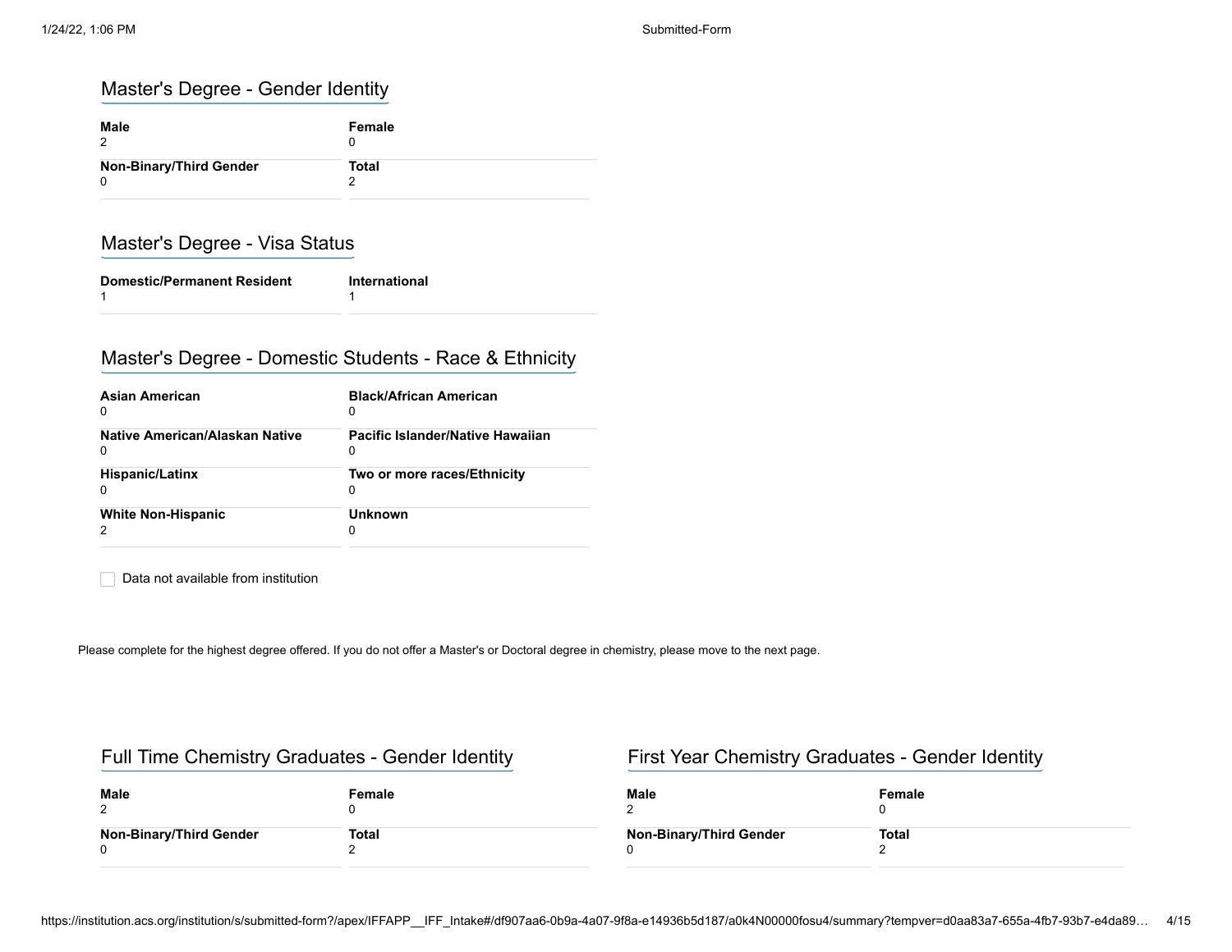## Master's Degree - Gender Identity

| Male | Female |
| --- | --- |
| 2 | 0 |
| **Non-Binary/Third Gender** | **Total** |
| 0 | 2 |

## Master's Degree - Visa Status

| Domestic/Permanent Resident | International |
| --- | --- |
| 1 | 1 |

## Master's Degree - Domestic Students - Race & Ethnicity

| Asian American | Black/African American |
| --- | --- |
| 0 | 0 |
| **Native American/Alaskan Native** | **Pacific Islander/Native Hawaiian** |
| 0 | 0 |
| **Hispanic/Latinx** | **Two or more races/Ethnicity** |
| 0 | 0 |
| **White Non-Hispanic** | **Unknown** |
| 2 | 0 |

☐ Data not available from institution

Please complete for the highest degree offered. If you do not offer a Master's or Doctoral degree in chemistry, please move to the next page.

## Full Time Chemistry Graduates - Gender Identity

| Male | Female |
| --- | --- |
| 2 | 0 |
| **Non-Binary/Third Gender** | **Total** |
| 0 | 2 |

## First Year Chemistry Graduates - Gender Identity

| Male | Female |
| --- | --- |
| 2 | 0 |
| **Non-Binary/Third Gender** | **Total** |
| 0 | 2 |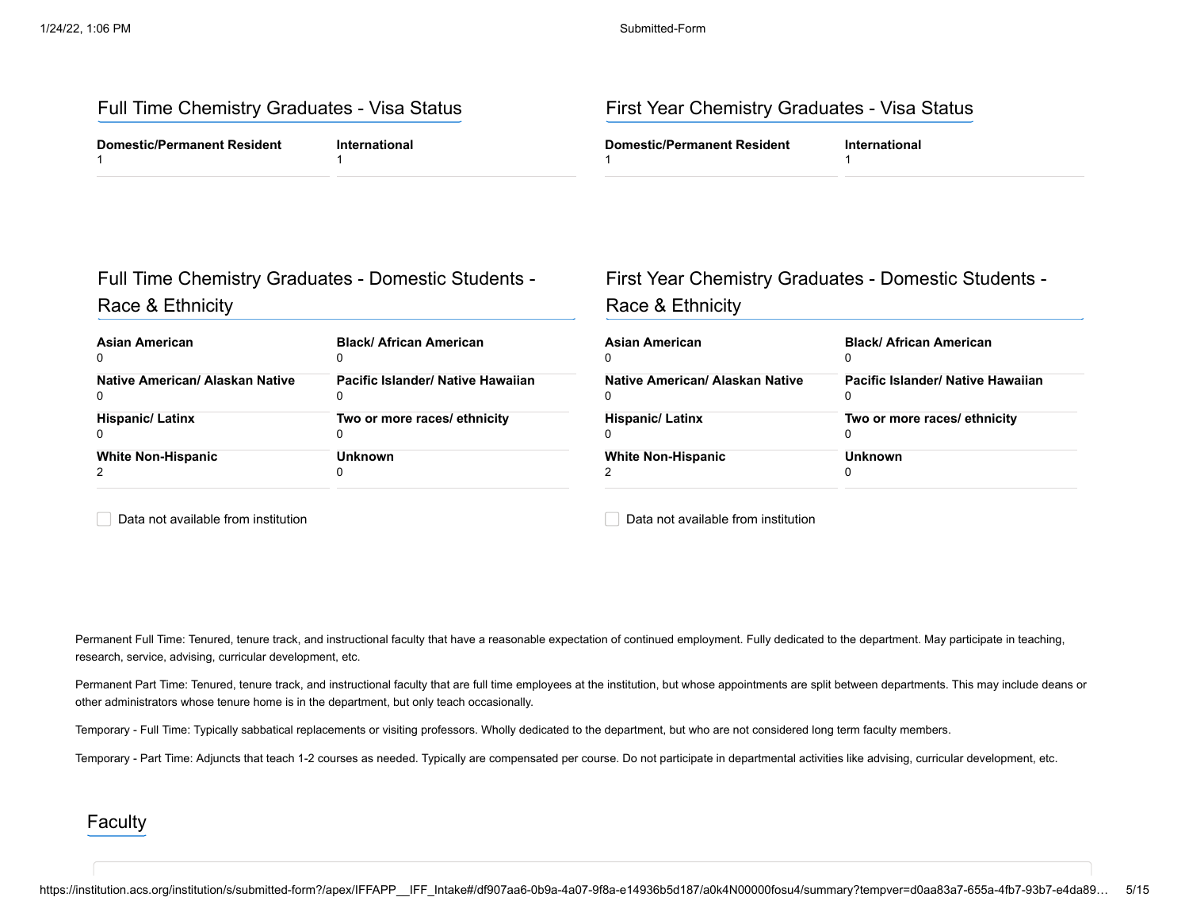## Full Time Chemistry Graduates - Visa Status

| Domestic/Permanent Resident | International |
| --- | --- |
| 1 | 1 |

## First Year Chemistry Graduates - Visa Status

| Domestic/Permanent Resident | International |
| --- | --- |
| 1 | 1 |

## Full Time Chemistry Graduates - Domestic Students - Race & Ethnicity

| Asian American | Black/ African American |
| --- | --- |
| 0 | 0 |
| **Native American/ Alaskan Native** | **Pacific Islander/ Native Hawaiian** |
| 0 | 0 |
| **Hispanic/ Latinx** | **Two or more races/ ethnicity** |
| 0 | 0 |
| **White Non-Hispanic** | **Unknown** |
| 2 | 0 |

☐ Data not available from institution

## First Year Chemistry Graduates - Domestic Students - Race & Ethnicity

| Asian American | Black/ African American |
| --- | --- |
| 0 | 0 |
| **Native American/ Alaskan Native** | **Pacific Islander/ Native Hawaiian** |
| 0 | 0 |
| **Hispanic/ Latinx** | **Two or more races/ ethnicity** |
| 0 | 0 |
| **White Non-Hispanic** | **Unknown** |
| 2 | 0 |

☐ Data not available from institution

Permanent Full Time: Tenured, tenure track, and instructional faculty that have a reasonable expectation of continued employment. Fully dedicated to the department. May participate in teaching, research, service, advising, curricular development, etc.

Permanent Part Time: Tenured, tenure track, and instructional faculty that are full time employees at the institution, but whose appointments are split between departments. This may include deans or other administrators whose tenure home is in the department, but only teach occasionally.

Temporary - Full Time: Typically sabbatical replacements or visiting professors. Wholly dedicated to the department, but who are not considered long term faculty members.

Temporary - Part Time: Adjuncts that teach 1-2 courses as needed. Typically are compensated per course. Do not participate in departmental activities like advising, curricular development, etc.

## Faculty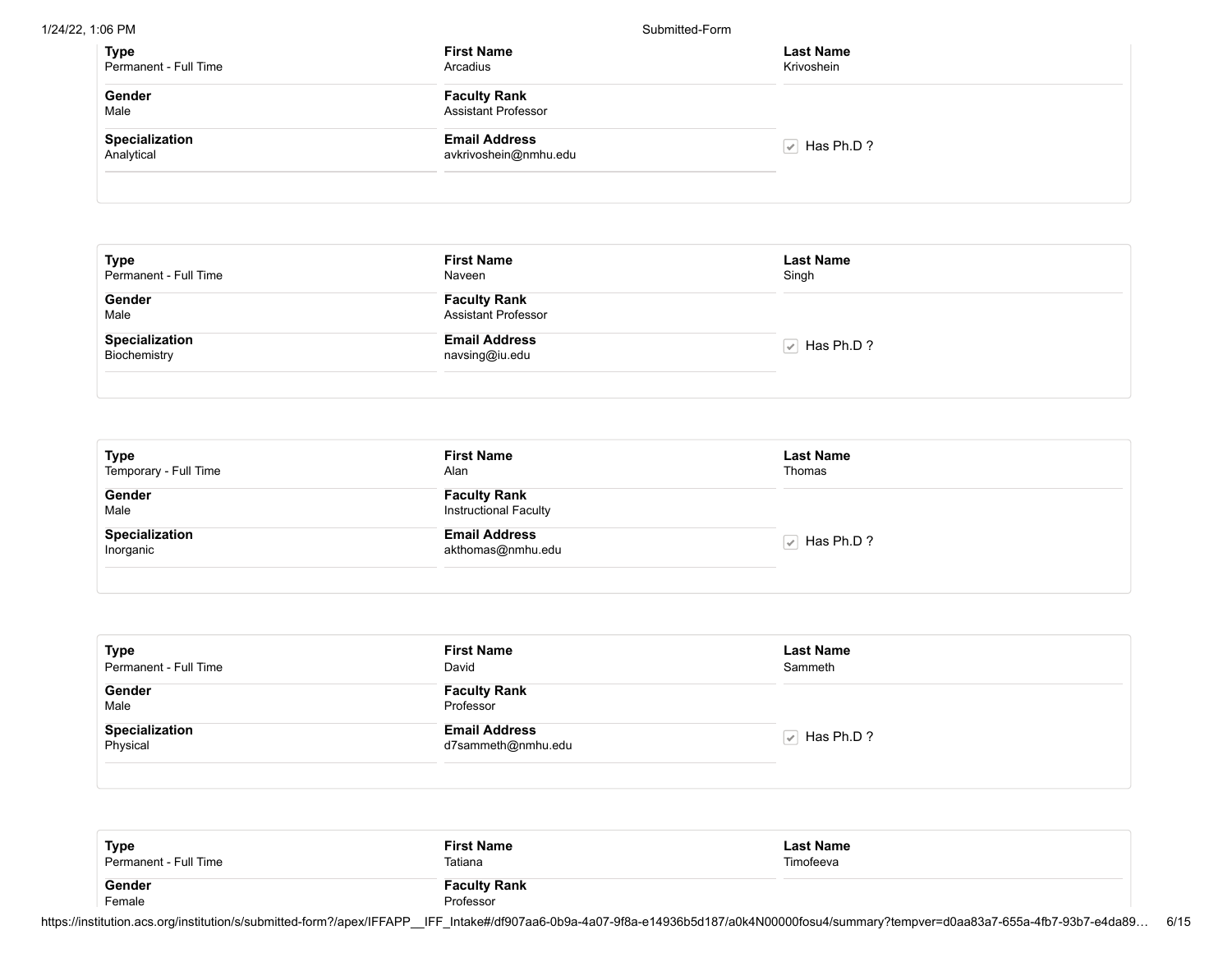| Type | First Name | Last Name |
|---|---|---|
| Permanent - Full Time | Arcadius | Krivoshein |
| **Gender** | **Faculty Rank** | |
| Male | Assistant Professor | |
| **Specialization** | **Email Address** | |
| Analytical | avkrivoshein@nmhu.edu | ☑ Has Ph.D ? |

| Type | First Name | Last Name |
|---|---|---|
| Permanent - Full Time | Naveen | Singh |
| **Gender** | **Faculty Rank** | |
| Male | Assistant Professor | |
| **Specialization** | **Email Address** | |
| Biochemistry | navsing@iu.edu | ☑ Has Ph.D ? |

| Type | First Name | Last Name |
|---|---|---|
| Temporary - Full Time | Alan | Thomas |
| **Gender** | **Faculty Rank** | |
| Male | Instructional Faculty | |
| **Specialization** | **Email Address** | |
| Inorganic | akthomas@nmhu.edu | ☑ Has Ph.D ? |

| Type | First Name | Last Name |
|---|---|---|
| Permanent - Full Time | David | Sammeth |
| **Gender** | **Faculty Rank** | |
| Male | Professor | |
| **Specialization** | **Email Address** | |
| Physical | d7sammeth@nmhu.edu | ☑ Has Ph.D ? |

| Type | First Name | Last Name |
|---|---|---|
| Permanent - Full Time | Tatiana | Timofeeva |
| **Gender** | **Faculty Rank** | |
| Female | Professor | |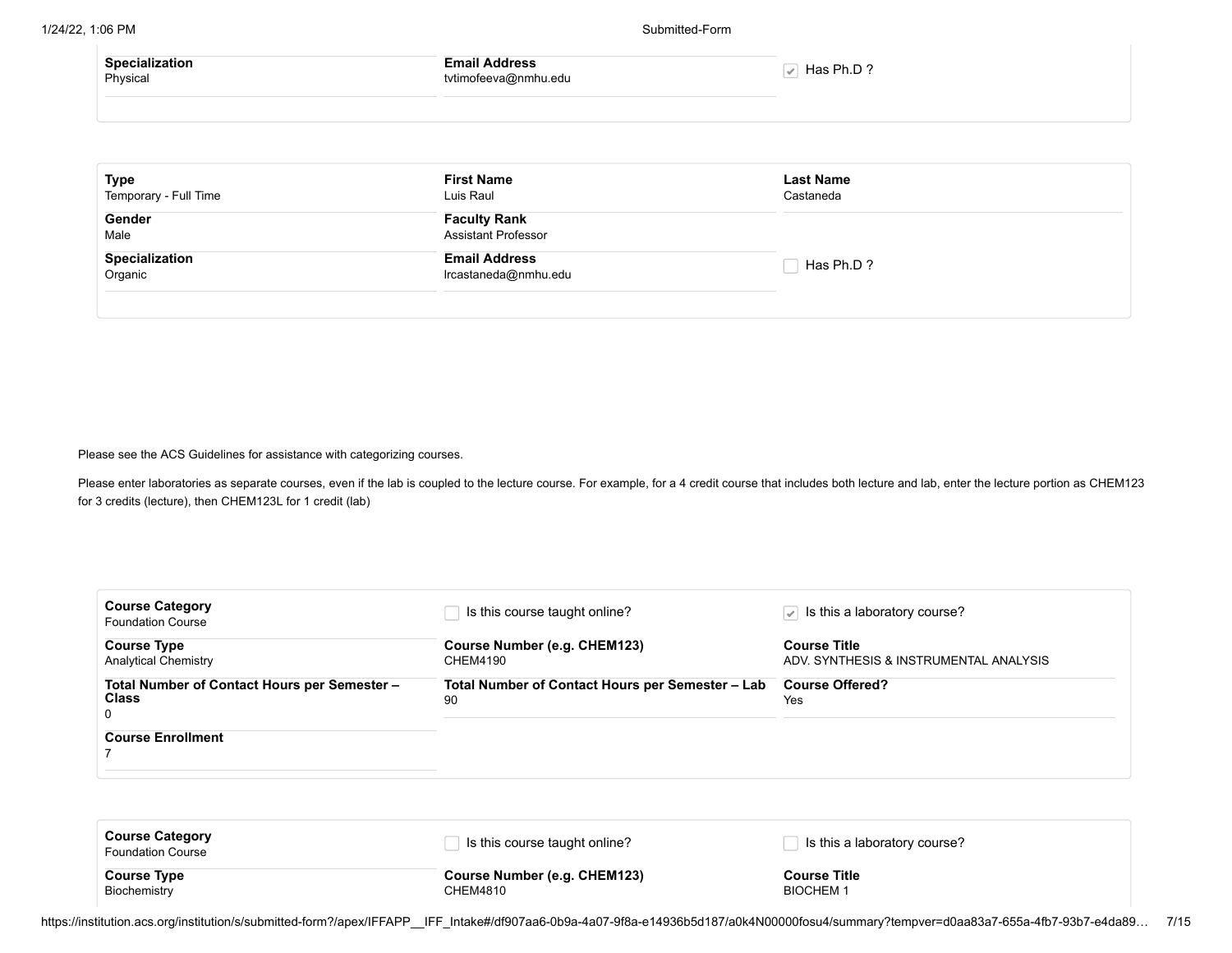| Specialization | Email Address | |
|---|---|---|
| Physical | tvtimofeeva@nmhu.edu | ☑ Has Ph.D ? |

| Type | First Name | Last Name |
|---|---|---|
| Temporary - Full Time | Luis Raul | Castaneda |
| **Gender** | **Faculty Rank** | |
| Male | Assistant Professor | |
| **Specialization** | **Email Address** | |
| Organic | lrcastaneda@nmhu.edu | ☐ Has Ph.D ? |

Please see the ACS Guidelines for assistance with categorizing courses.

Please enter laboratories as separate courses, even if the lab is coupled to the lecture course. For example, for a 4 credit course that includes both lecture and lab, enter the lecture portion as CHEM123 for 3 credits (lecture), then CHEM123L for 1 credit (lab)

| Course Category | | |
|---|---|---|
| Foundation Course | ☐ Is this course taught online? | ☑ Is this a laboratory course? |
| **Course Type** | **Course Number (e.g. CHEM123)** | **Course Title** |
| Analytical Chemistry | CHEM4190 | ADV. SYNTHESIS & INSTRUMENTAL ANALYSIS |
| **Total Number of Contact Hours per Semester – Class** | **Total Number of Contact Hours per Semester – Lab** | **Course Offered?** |
| 0 | 90 | Yes |
| **Course Enrollment** | | |
| 7 | | |

| Course Category | | |
|---|---|---|
| Foundation Course | ☐ Is this course taught online? | ☐ Is this a laboratory course? |
| **Course Type** | **Course Number (e.g. CHEM123)** | **Course Title** |
| Biochemistry | CHEM4810 | BIOCHEM 1 |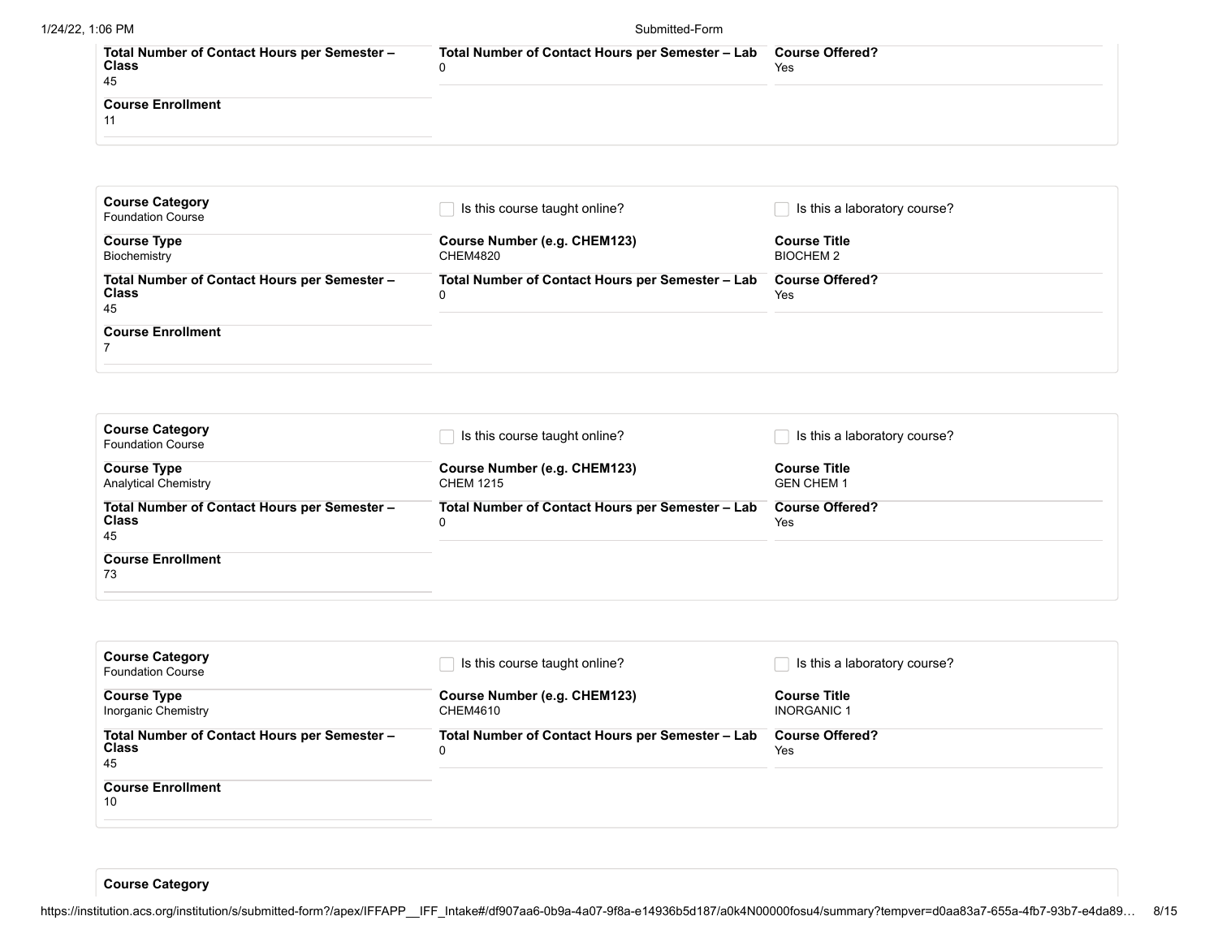**Total Number of Contact Hours per Semester – Class**
45

**Total Number of Contact Hours per Semester – Lab**
0

**Course Offered?**
Yes

**Course Enrollment**
11

---

**Course Category**
Foundation Course

☐ Is this course taught online?

☐ Is this a laboratory course?

**Course Type**
Biochemistry

**Course Number (e.g. CHEM123)**
CHEM4820

**Course Title**
BIOCHEM 2

**Total Number of Contact Hours per Semester – Class**
45

**Total Number of Contact Hours per Semester – Lab**
0

**Course Offered?**
Yes

**Course Enrollment**
7

---

**Course Category**
Foundation Course

☐ Is this course taught online?

☐ Is this a laboratory course?

**Course Type**
Analytical Chemistry

**Course Number (e.g. CHEM123)**
CHEM 1215

**Course Title**
GEN CHEM 1

**Total Number of Contact Hours per Semester – Class**
45

**Total Number of Contact Hours per Semester – Lab**
0

**Course Offered?**
Yes

**Course Enrollment**
73

---

**Course Category**
Foundation Course

☐ Is this course taught online?

☐ Is this a laboratory course?

**Course Type**
Inorganic Chemistry

**Course Number (e.g. CHEM123)**
CHEM4610

**Course Title**
INORGANIC 1

**Total Number of Contact Hours per Semester – Class**
45

**Total Number of Contact Hours per Semester – Lab**
0

**Course Offered?**
Yes

**Course Enrollment**
10

---

**Course Category**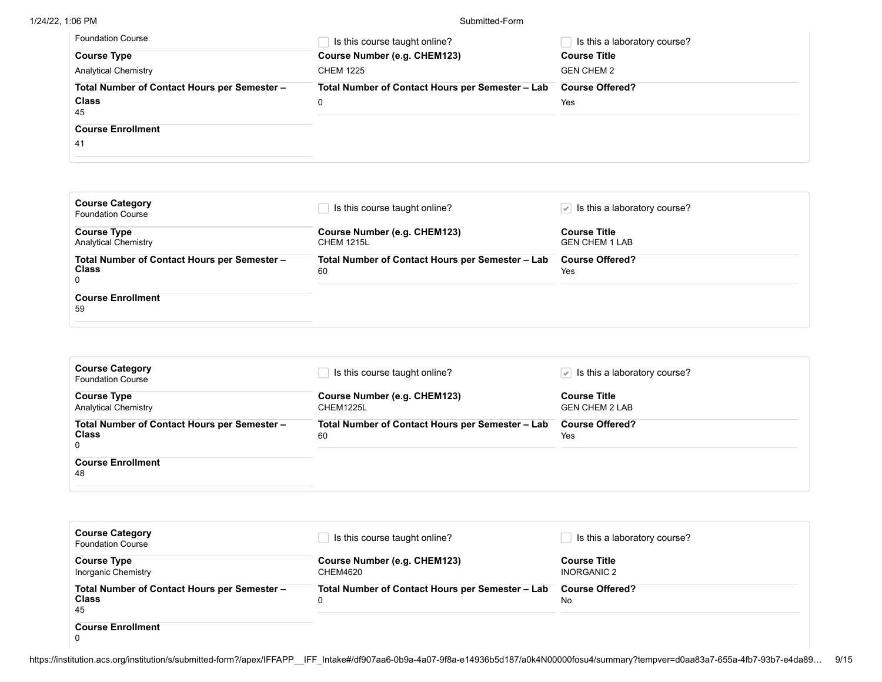Foundation Course

☐ Is this course taught online?

☐ Is this a laboratory course?

**Course Type**
Analytical Chemistry

**Course Number (e.g. CHEM123)**
CHEM 1225

**Course Title**
GEN CHEM 2

**Total Number of Contact Hours per Semester – Class**
45

**Total Number of Contact Hours per Semester – Lab**
0

**Course Offered?**
Yes

**Course Enrollment**
41

---

**Course Category**
Foundation Course

☐ Is this course taught online?

☑ Is this a laboratory course?

**Course Type**
Analytical Chemistry

**Course Number (e.g. CHEM123)**
CHEM 1215L

**Course Title**
GEN CHEM 1 LAB

**Total Number of Contact Hours per Semester – Class**
0

**Total Number of Contact Hours per Semester – Lab**
60

**Course Offered?**
Yes

**Course Enrollment**
59

---

**Course Category**
Foundation Course

☐ Is this course taught online?

☑ Is this a laboratory course?

**Course Type**
Analytical Chemistry

**Course Number (e.g. CHEM123)**
CHEM1225L

**Course Title**
GEN CHEM 2 LAB

**Total Number of Contact Hours per Semester – Class**
0

**Total Number of Contact Hours per Semester – Lab**
60

**Course Offered?**
Yes

**Course Enrollment**
48

---

**Course Category**
Foundation Course

☐ Is this course taught online?

☐ Is this a laboratory course?

**Course Type**
Inorganic Chemistry

**Course Number (e.g. CHEM123)**
CHEM4620

**Course Title**
INORGANIC 2

**Total Number of Contact Hours per Semester – Class**
45

**Total Number of Contact Hours per Semester – Lab**
0

**Course Offered?**
No

**Course Enrollment**
0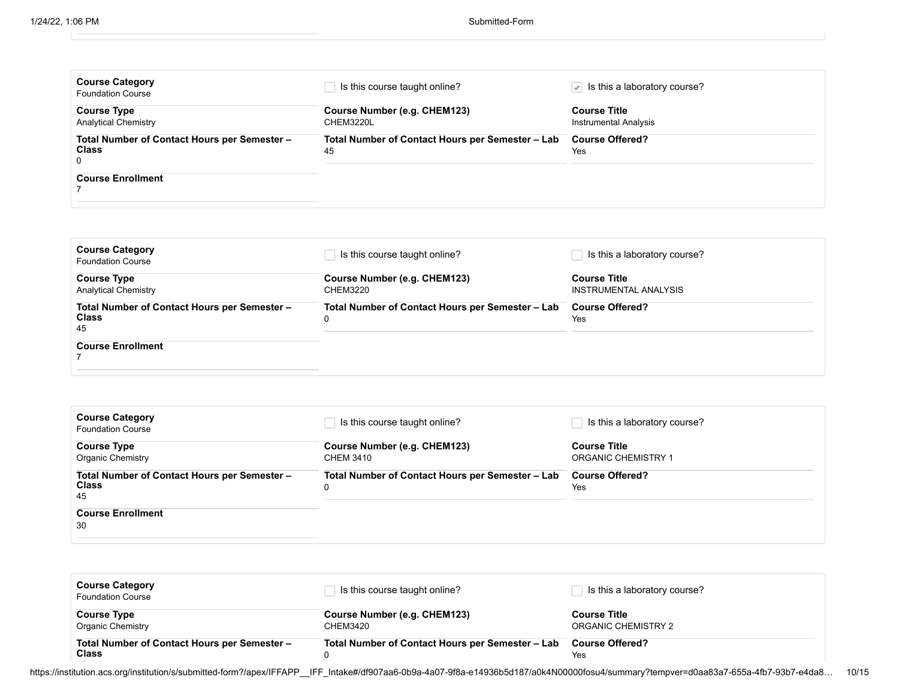**Course Category**
Foundation Course

☐ Is this course taught online?

☑ Is this a laboratory course?

**Course Type**
Analytical Chemistry

**Course Number (e.g. CHEM123)**
CHEM3220L

**Course Title**
Instrumental Analysis

**Total Number of Contact Hours per Semester – Class**
0

**Total Number of Contact Hours per Semester – Lab**
45

**Course Offered?**
Yes

**Course Enrollment**
7

---

**Course Category**
Foundation Course

☐ Is this course taught online?

☐ Is this a laboratory course?

**Course Type**
Analytical Chemistry

**Course Number (e.g. CHEM123)**
CHEM3220

**Course Title**
INSTRUMENTAL ANALYSIS

**Total Number of Contact Hours per Semester – Class**
45

**Total Number of Contact Hours per Semester – Lab**
0

**Course Offered?**
Yes

**Course Enrollment**
7

---

**Course Category**
Foundation Course

☐ Is this course taught online?

☐ Is this a laboratory course?

**Course Type**
Organic Chemistry

**Course Number (e.g. CHEM123)**
CHEM 3410

**Course Title**
ORGANIC CHEMISTRY 1

**Total Number of Contact Hours per Semester – Class**
45

**Total Number of Contact Hours per Semester – Lab**
0

**Course Offered?**
Yes

**Course Enrollment**
30

---

**Course Category**
Foundation Course

☐ Is this course taught online?

☐ Is this a laboratory course?

**Course Type**
Organic Chemistry

**Course Number (e.g. CHEM123)**
CHEM3420

**Course Title**
ORGANIC CHEMISTRY 2

**Total Number of Contact Hours per Semester – Class**

**Total Number of Contact Hours per Semester – Lab**
0

**Course Offered?**
Yes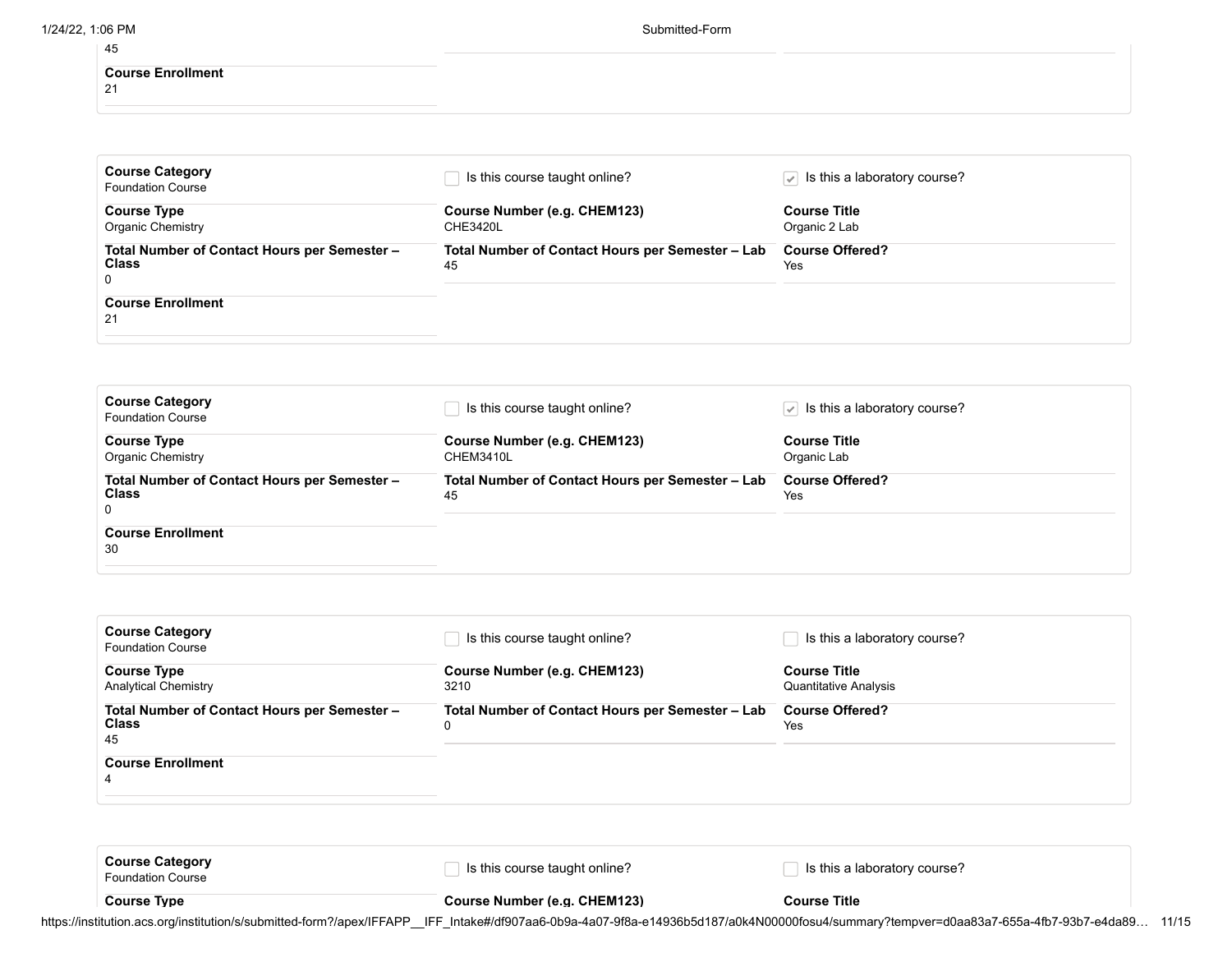45

**Course Enrollment**
21

---

**Course Category**
Foundation Course

☐ Is this course taught online?

☑ Is this a laboratory course?

**Course Type**
Organic Chemistry

**Course Number (e.g. CHEM123)**
CHE3420L

**Course Title**
Organic 2 Lab

**Total Number of Contact Hours per Semester – Class**
0

**Total Number of Contact Hours per Semester – Lab**
45

**Course Offered?**
Yes

**Course Enrollment**
21

---

**Course Category**
Foundation Course

☐ Is this course taught online?

☑ Is this a laboratory course?

**Course Type**
Organic Chemistry

**Course Number (e.g. CHEM123)**
CHEM3410L

**Course Title**
Organic Lab

**Total Number of Contact Hours per Semester – Class**
0

**Total Number of Contact Hours per Semester – Lab**
45

**Course Offered?**
Yes

**Course Enrollment**
30

---

**Course Category**
Foundation Course

☐ Is this course taught online?

☐ Is this a laboratory course?

**Course Type**
Analytical Chemistry

**Course Number (e.g. CHEM123)**
3210

**Course Title**
Quantitative Analysis

**Total Number of Contact Hours per Semester – Class**
45

**Total Number of Contact Hours per Semester – Lab**
0

**Course Offered?**
Yes

**Course Enrollment**
4

---

**Course Category**
Foundation Course

☐ Is this course taught online?

☐ Is this a laboratory course?

**Course Type**

**Course Number (e.g. CHEM123)**

**Course Title**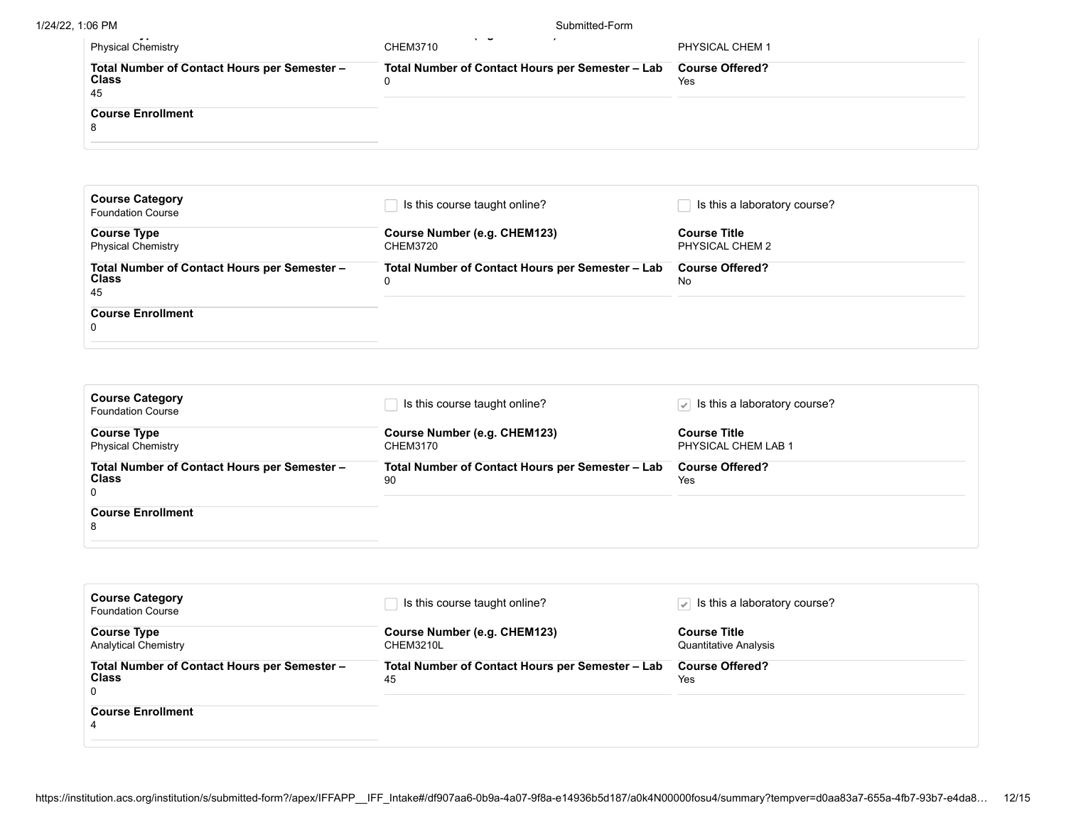Physical Chemistry

CHEM3710

PHYSICAL CHEM 1

**Total Number of Contact Hours per Semester – Class**
45

**Total Number of Contact Hours per Semester – Lab**
0

**Course Offered?**
Yes

**Course Enrollment**
8

---

**Course Category**
Foundation Course

☐ Is this course taught online?

☐ Is this a laboratory course?

**Course Type**
Physical Chemistry

**Course Number (e.g. CHEM123)**
CHEM3720

**Course Title**
PHYSICAL CHEM 2

**Total Number of Contact Hours per Semester – Class**
45

**Total Number of Contact Hours per Semester – Lab**
0

**Course Offered?**
No

**Course Enrollment**
0

---

**Course Category**
Foundation Course

☐ Is this course taught online?

☑ Is this a laboratory course?

**Course Type**
Physical Chemistry

**Course Number (e.g. CHEM123)**
CHEM3170

**Course Title**
PHYSICAL CHEM LAB 1

**Total Number of Contact Hours per Semester – Class**
0

**Total Number of Contact Hours per Semester – Lab**
90

**Course Offered?**
Yes

**Course Enrollment**
8

---

**Course Category**
Foundation Course

☐ Is this course taught online?

☑ Is this a laboratory course?

**Course Type**
Analytical Chemistry

**Course Number (e.g. CHEM123)**
CHEM3210L

**Course Title**
Quantitative Analysis

**Total Number of Contact Hours per Semester – Class**
0

**Total Number of Contact Hours per Semester – Lab**
45

**Course Offered?**
Yes

**Course Enrollment**
4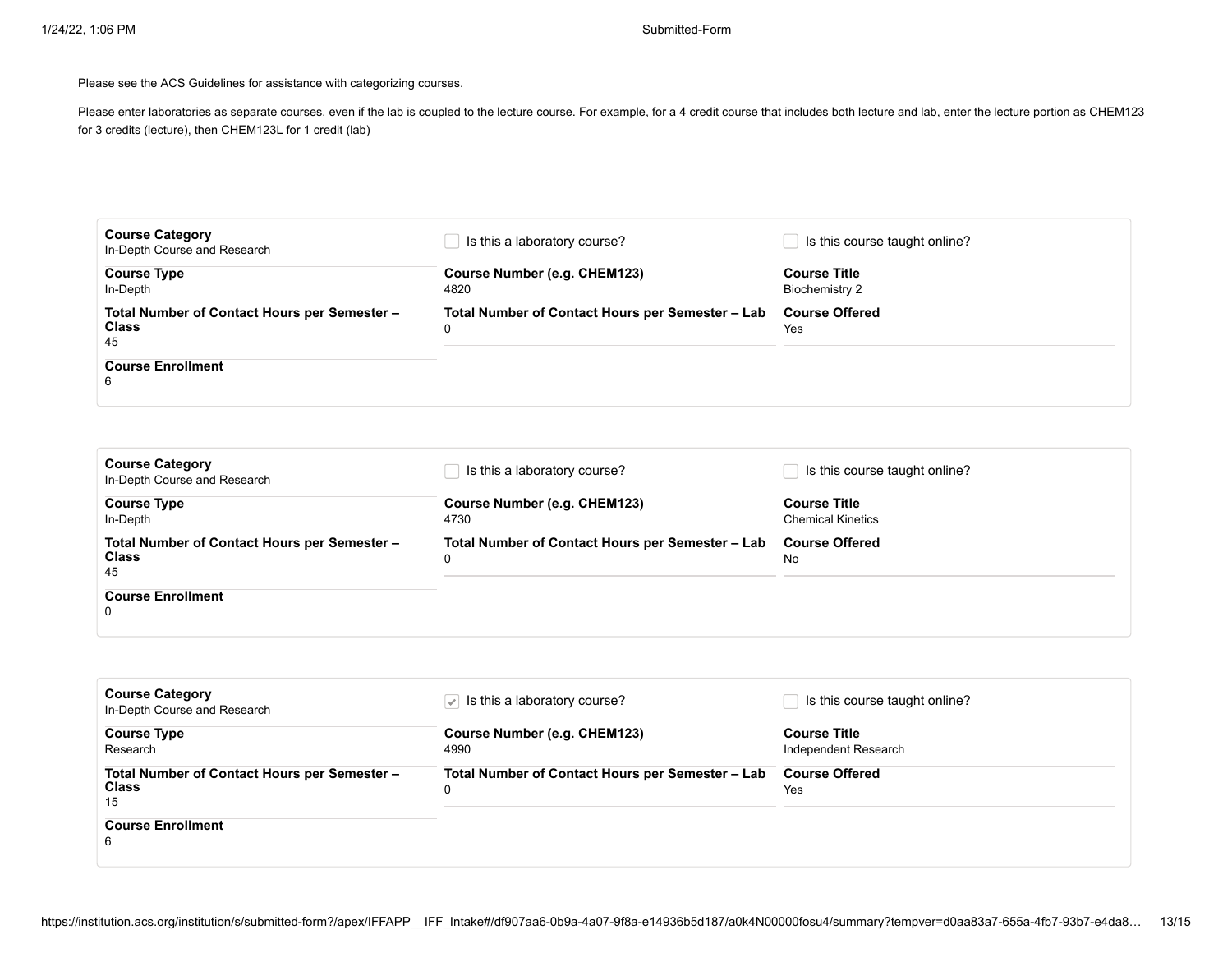Please see the ACS Guidelines for assistance with categorizing courses.

Please enter laboratories as separate courses, even if the lab is coupled to the lecture course. For example, for a 4 credit course that includes both lecture and lab, enter the lecture portion as CHEM123 for 3 credits (lecture), then CHEM123L for 1 credit (lab)

**Course Category**
In-Depth Course and Research

- [ ] Is this a laboratory course?
- [ ] Is this course taught online?

**Course Type**
In-Depth

**Course Number (e.g. CHEM123)**
4820

**Course Title**
Biochemistry 2

**Total Number of Contact Hours per Semester – Class**
45

**Total Number of Contact Hours per Semester – Lab**
0

**Course Offered**
Yes

**Course Enrollment**
6

---

**Course Category**
In-Depth Course and Research

- [ ] Is this a laboratory course?
- [ ] Is this course taught online?

**Course Type**
In-Depth

**Course Number (e.g. CHEM123)**
4730

**Course Title**
Chemical Kinetics

**Total Number of Contact Hours per Semester – Class**
45

**Total Number of Contact Hours per Semester – Lab**
0

**Course Offered**
No

**Course Enrollment**
0

---

**Course Category**
In-Depth Course and Research

- [x] Is this a laboratory course?
- [ ] Is this course taught online?

**Course Type**
Research

**Course Number (e.g. CHEM123)**
4990

**Course Title**
Independent Research

**Total Number of Contact Hours per Semester – Class**
15

**Total Number of Contact Hours per Semester – Lab**
0

**Course Offered**
Yes

**Course Enrollment**
6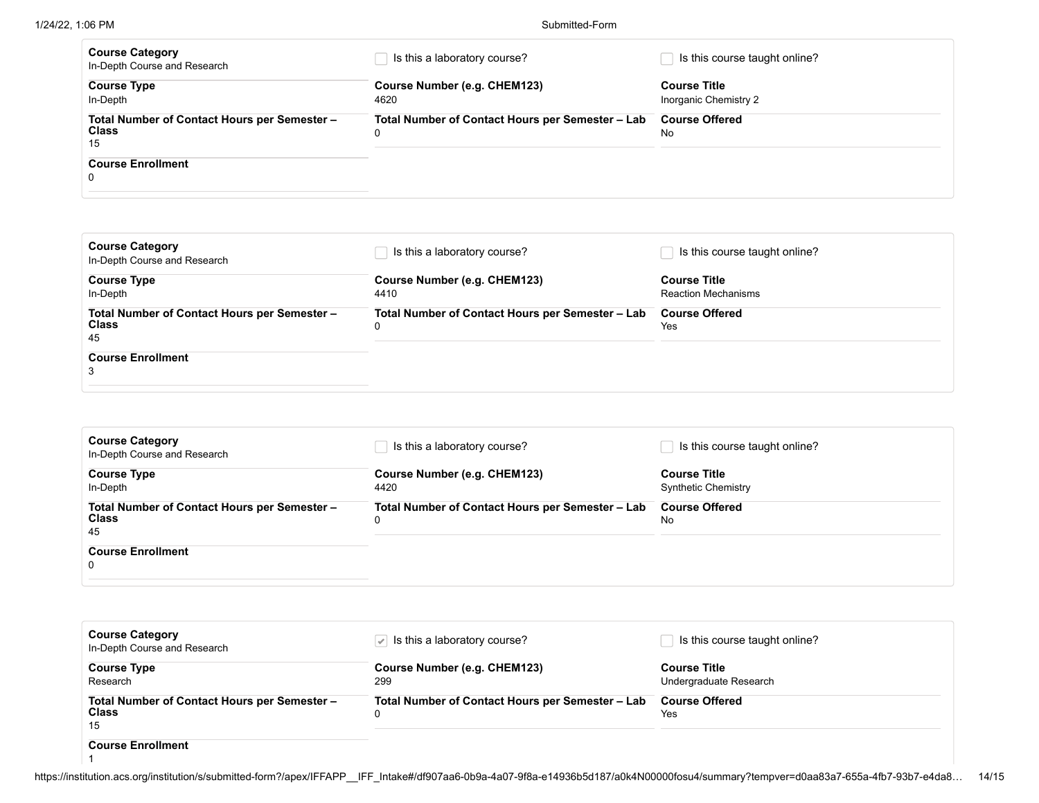**Course Category**
In-Depth Course and Research

☐ Is this a laboratory course?

☐ Is this course taught online?

**Course Type**
In-Depth

**Course Number (e.g. CHEM123)**
4620

**Course Title**
Inorganic Chemistry 2

**Total Number of Contact Hours per Semester – Class**
15

**Total Number of Contact Hours per Semester – Lab**
0

**Course Offered**
No

**Course Enrollment**
0

---

**Course Category**
In-Depth Course and Research

☐ Is this a laboratory course?

☐ Is this course taught online?

**Course Type**
In-Depth

**Course Number (e.g. CHEM123)**
4410

**Course Title**
Reaction Mechanisms

**Total Number of Contact Hours per Semester – Class**
45

**Total Number of Contact Hours per Semester – Lab**
0

**Course Offered**
Yes

**Course Enrollment**
3

---

**Course Category**
In-Depth Course and Research

☐ Is this a laboratory course?

☐ Is this course taught online?

**Course Type**
In-Depth

**Course Number (e.g. CHEM123)**
4420

**Course Title**
Synthetic Chemistry

**Total Number of Contact Hours per Semester – Class**
45

**Total Number of Contact Hours per Semester – Lab**
0

**Course Offered**
No

**Course Enrollment**
0

---

**Course Category**
In-Depth Course and Research

☑ Is this a laboratory course?

☐ Is this course taught online?

**Course Type**
Research

**Course Number (e.g. CHEM123)**
299

**Course Title**
Undergraduate Research

**Total Number of Contact Hours per Semester – Class**
15

**Total Number of Contact Hours per Semester – Lab**
0

**Course Offered**
Yes

**Course Enrollment**
1